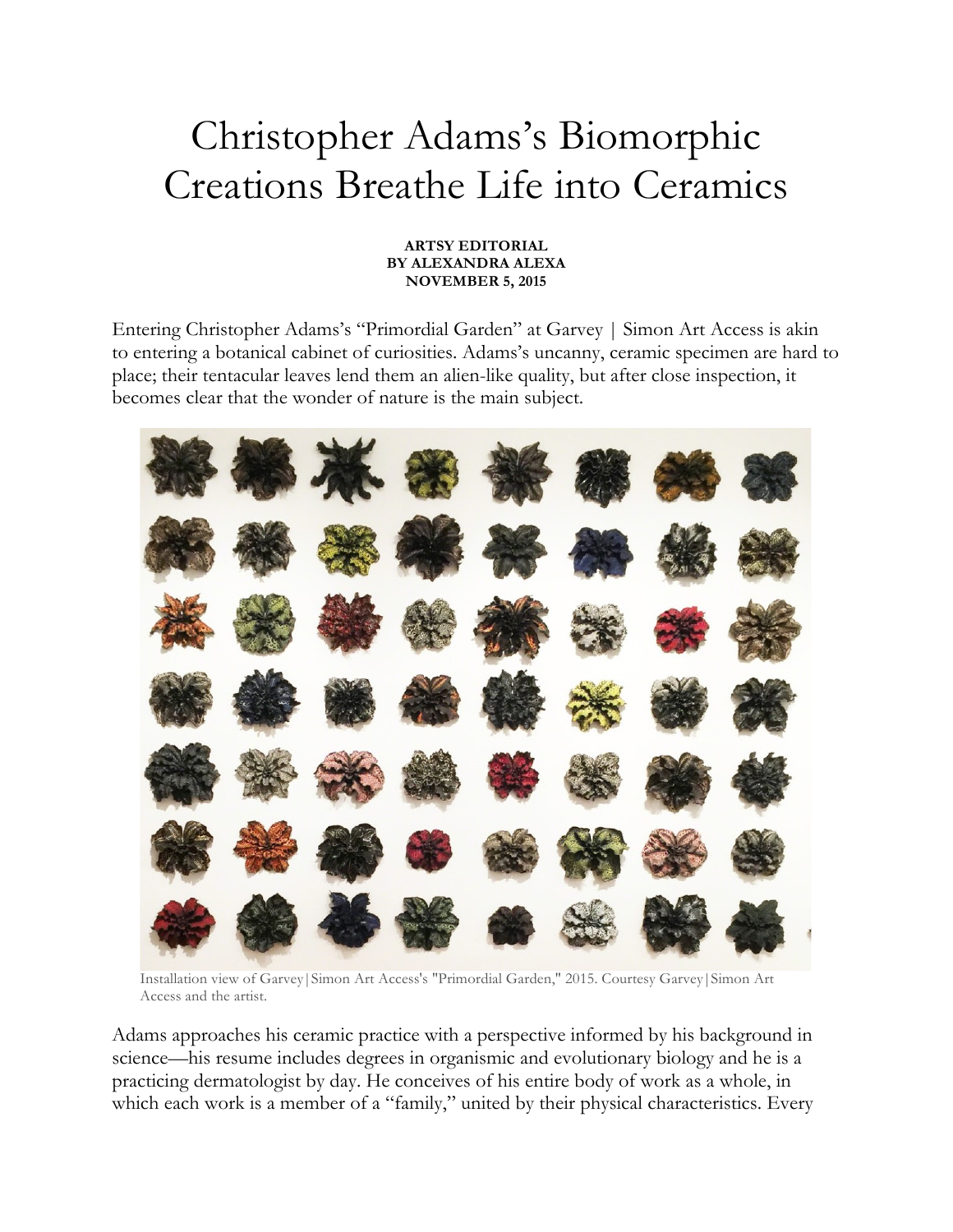# Christopher Adams's Biomorphic Creations Breathe Life into Ceramics

**ARTSY EDITORIAL**
**BY ALEXANDRA ALEXA**
**NOVEMBER 5, 2015**

Entering Christopher Adams's "Primordial Garden" at Garvey | Simon Art Access is akin to entering a botanical cabinet of curiosities. Adams's uncanny, ceramic specimen are hard to place; their tentacular leaves lend them an alien-like quality, but after close inspection, it becomes clear that the wonder of nature is the main subject.

Installation view of Garvey|Simon Art Access's "Primordial Garden," 2015. Courtesy Garvey|Simon Art Access and the artist.

Adams approaches his ceramic practice with a perspective informed by his background in science—his resume includes degrees in organismic and evolutionary biology and he is a practicing dermatologist by day. He conceives of his entire body of work as a whole, in which each work is a member of a "family," united by their physical characteristics. Every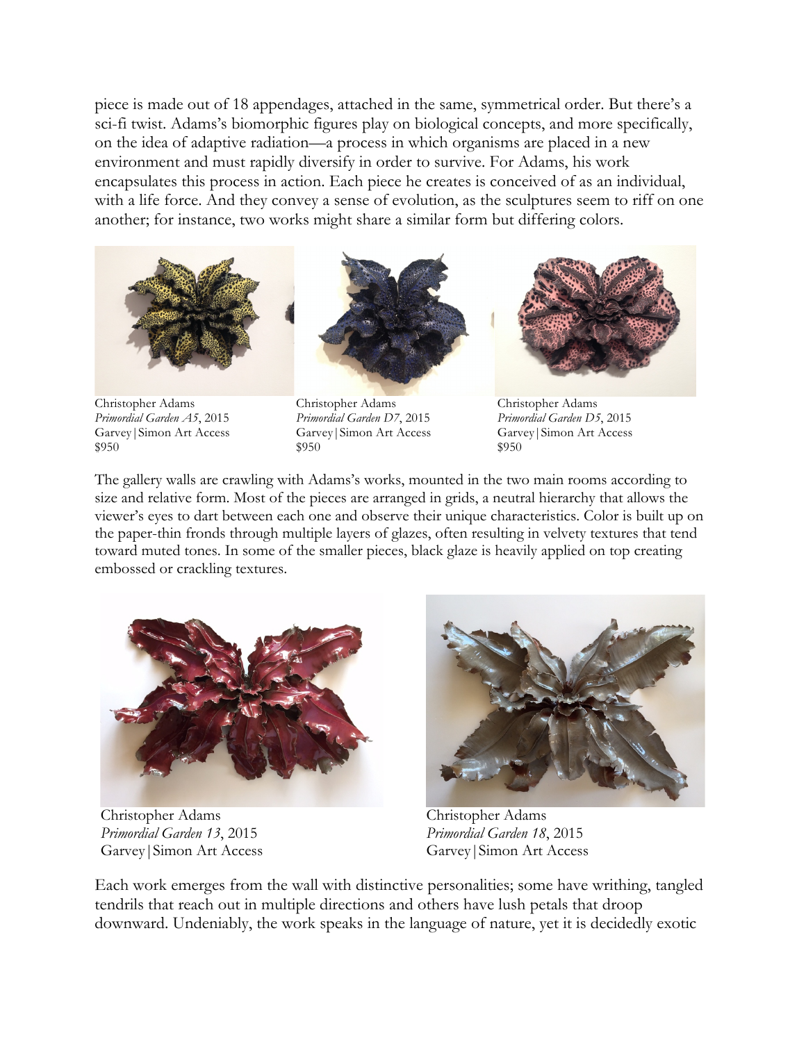piece is made out of 18 appendages, attached in the same, symmetrical order. But there's a sci-fi twist. Adams's biomorphic figures play on biological concepts, and more specifically, on the idea of adaptive radiation—a process in which organisms are placed in a new environment and must rapidly diversify in order to survive. For Adams, his work encapsulates this process in action. Each piece he creates is conceived of as an individual, with a life force. And they convey a sense of evolution, as the sculptures seem to riff on one another; for instance, two works might share a similar form but differing colors.

Christopher Adams
*Primordial Garden A5*, 2015
Garvey|Simon Art Access
$950

Christopher Adams
*Primordial Garden D7*, 2015
Garvey|Simon Art Access
$950

Christopher Adams
*Primordial Garden D5*, 2015
Garvey|Simon Art Access
$950

The gallery walls are crawling with Adams's works, mounted in the two main rooms according to size and relative form. Most of the pieces are arranged in grids, a neutral hierarchy that allows the viewer's eyes to dart between each one and observe their unique characteristics. Color is built up on the paper-thin fronds through multiple layers of glazes, often resulting in velvety textures that tend toward muted tones. In some of the smaller pieces, black glaze is heavily applied on top creating embossed or crackling textures.

Christopher Adams
*Primordial Garden 13*, 2015
Garvey|Simon Art Access

Christopher Adams
*Primordial Garden 18*, 2015
Garvey|Simon Art Access

Each work emerges from the wall with distinctive personalities; some have writhing, tangled tendrils that reach out in multiple directions and others have lush petals that droop downward. Undeniably, the work speaks in the language of nature, yet it is decidedly exotic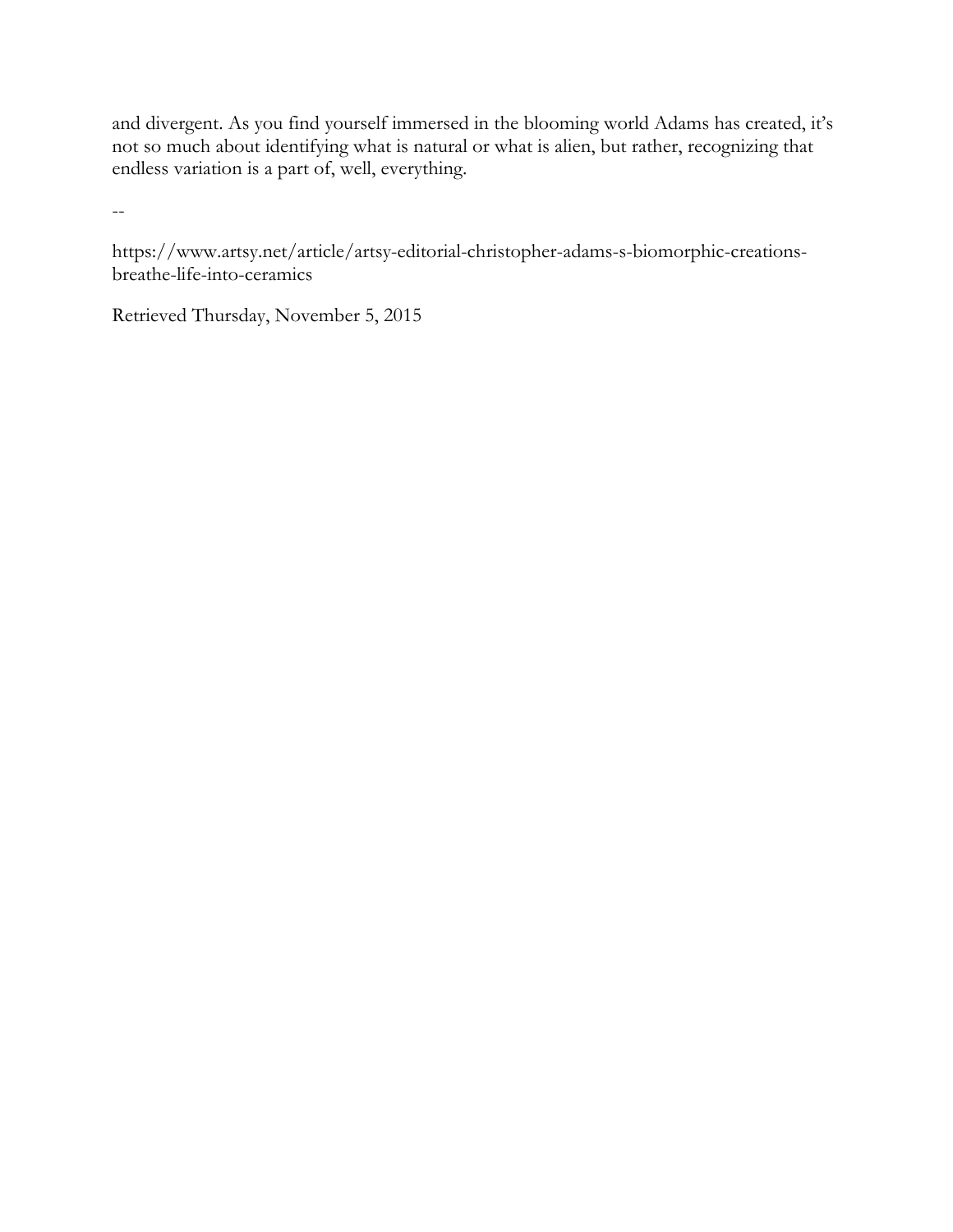and divergent. As you find yourself immersed in the blooming world Adams has created, it's not so much about identifying what is natural or what is alien, but rather, recognizing that endless variation is a part of, well, everything.

--

https://www.artsy.net/article/artsy-editorial-christopher-adams-s-biomorphic-creations-breathe-life-into-ceramics

Retrieved Thursday, November 5, 2015